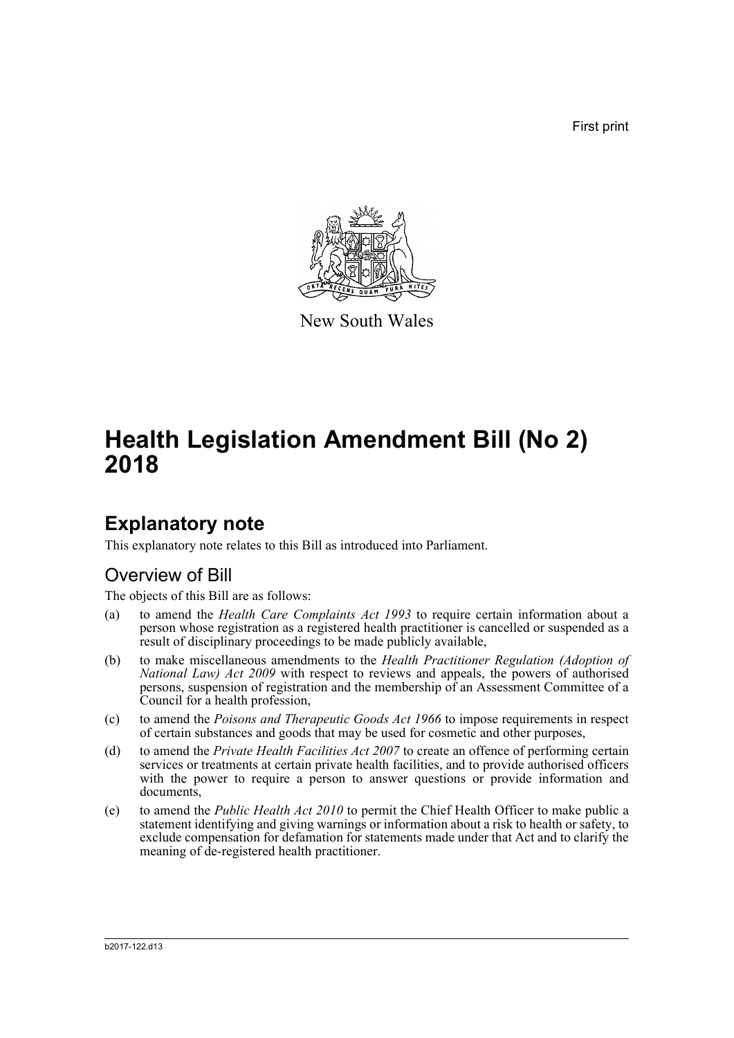First print

New South Wales

# Health Legislation Amendment Bill (No 2) 2018

## Explanatory note

This explanatory note relates to this Bill as introduced into Parliament.

### Overview of Bill

The objects of this Bill are as follows:

(a) to amend the *Health Care Complaints Act 1993* to require certain information about a person whose registration as a registered health practitioner is cancelled or suspended as a result of disciplinary proceedings to be made publicly available,

(b) to make miscellaneous amendments to the *Health Practitioner Regulation (Adoption of National Law) Act 2009* with respect to reviews and appeals, the powers of authorised persons, suspension of registration and the membership of an Assessment Committee of a Council for a health profession,

(c) to amend the *Poisons and Therapeutic Goods Act 1966* to impose requirements in respect of certain substances and goods that may be used for cosmetic and other purposes,

(d) to amend the *Private Health Facilities Act 2007* to create an offence of performing certain services or treatments at certain private health facilities, and to provide authorised officers with the power to require a person to answer questions or provide information and documents,

(e) to amend the *Public Health Act 2010* to permit the Chief Health Officer to make public a statement identifying and giving warnings or information about a risk to health or safety, to exclude compensation for defamation for statements made under that Act and to clarify the meaning of de-registered health practitioner.

b2017-122.d13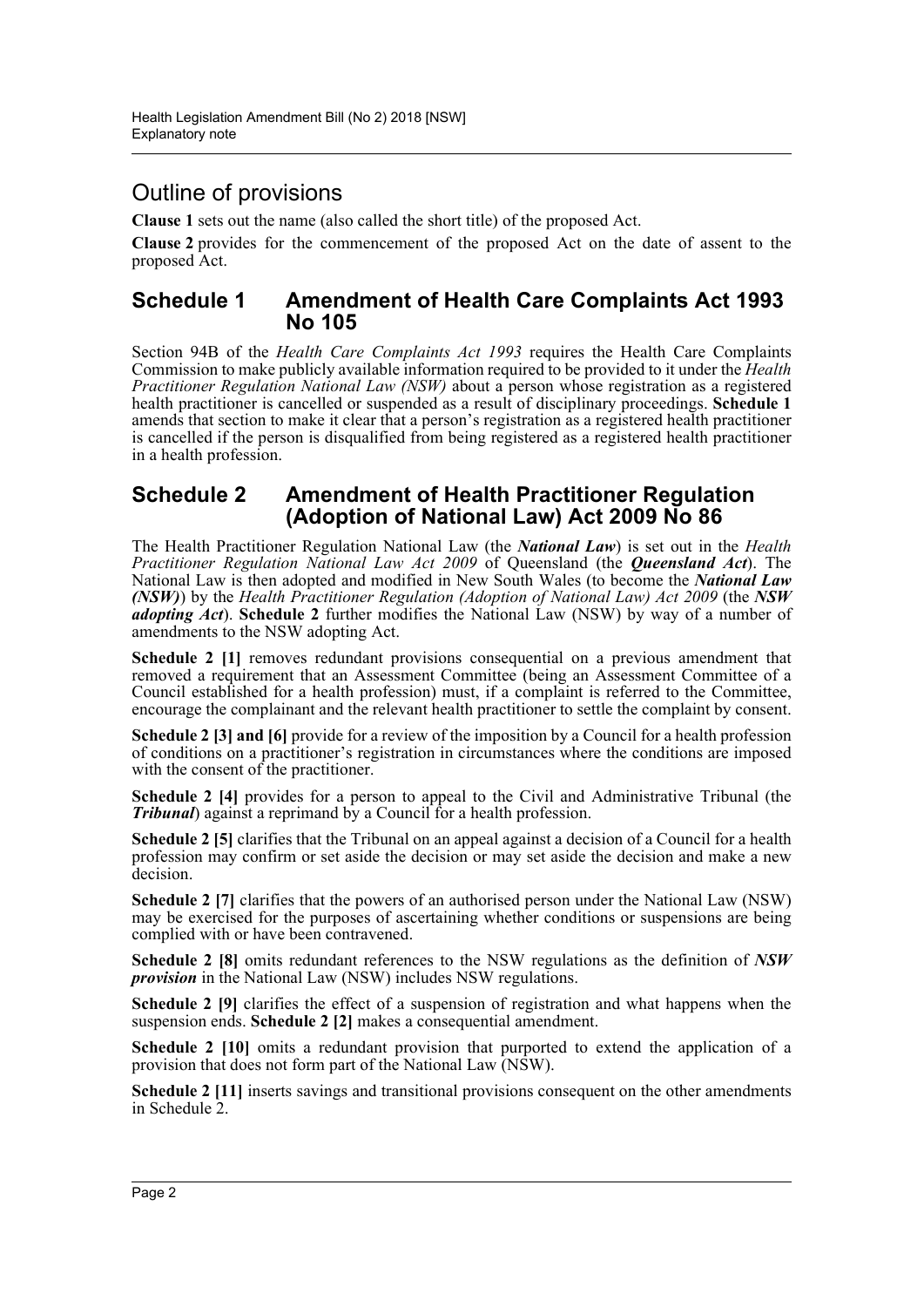## Outline of provisions

**Clause 1** sets out the name (also called the short title) of the proposed Act.

**Clause 2** provides for the commencement of the proposed Act on the date of assent to the proposed Act.

## Schedule 1 Amendment of Health Care Complaints Act 1993 No 105

Section 94B of the *Health Care Complaints Act 1993* requires the Health Care Complaints Commission to make publicly available information required to be provided to it under the *Health Practitioner Regulation National Law (NSW)* about a person whose registration as a registered health practitioner is cancelled or suspended as a result of disciplinary proceedings. **Schedule 1** amends that section to make it clear that a person's registration as a registered health practitioner is cancelled if the person is disqualified from being registered as a registered health practitioner in a health profession.

## Schedule 2 Amendment of Health Practitioner Regulation (Adoption of National Law) Act 2009 No 86

The Health Practitioner Regulation National Law (the ***National Law***) is set out in the *Health Practitioner Regulation National Law Act 2009* of Queensland (the ***Queensland Act***). The National Law is then adopted and modified in New South Wales (to become the ***National Law (NSW)***) by the *Health Practitioner Regulation (Adoption of National Law) Act 2009* (the ***NSW adopting Act***). **Schedule 2** further modifies the National Law (NSW) by way of a number of amendments to the NSW adopting Act.

**Schedule 2 [1]** removes redundant provisions consequential on a previous amendment that removed a requirement that an Assessment Committee (being an Assessment Committee of a Council established for a health profession) must, if a complaint is referred to the Committee, encourage the complainant and the relevant health practitioner to settle the complaint by consent.

**Schedule 2 [3] and [6]** provide for a review of the imposition by a Council for a health profession of conditions on a practitioner's registration in circumstances where the conditions are imposed with the consent of the practitioner.

**Schedule 2 [4]** provides for a person to appeal to the Civil and Administrative Tribunal (the ***Tribunal***) against a reprimand by a Council for a health profession.

**Schedule 2 [5]** clarifies that the Tribunal on an appeal against a decision of a Council for a health profession may confirm or set aside the decision or may set aside the decision and make a new decision.

**Schedule 2 [7]** clarifies that the powers of an authorised person under the National Law (NSW) may be exercised for the purposes of ascertaining whether conditions or suspensions are being complied with or have been contravened.

**Schedule 2 [8]** omits redundant references to the NSW regulations as the definition of ***NSW provision*** in the National Law (NSW) includes NSW regulations.

**Schedule 2 [9]** clarifies the effect of a suspension of registration and what happens when the suspension ends. **Schedule 2 [2]** makes a consequential amendment.

**Schedule 2 [10]** omits a redundant provision that purported to extend the application of a provision that does not form part of the National Law (NSW).

**Schedule 2 [11]** inserts savings and transitional provisions consequent on the other amendments in Schedule 2.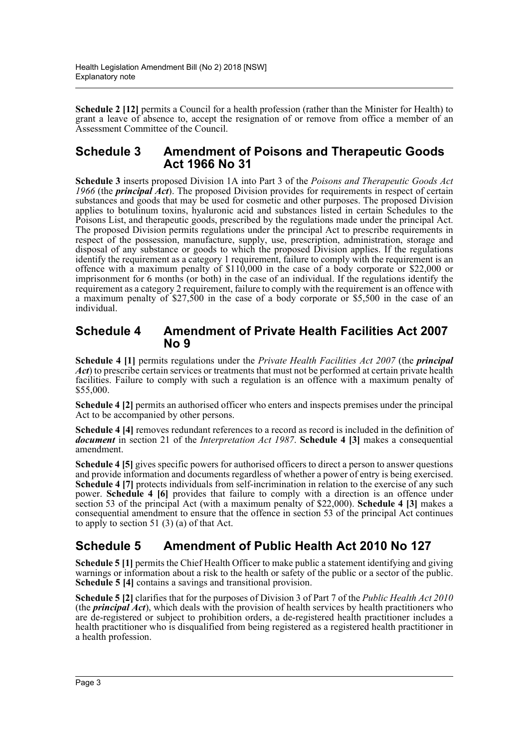**Schedule 2 [12]** permits a Council for a health profession (rather than the Minister for Health) to grant a leave of absence to, accept the resignation of or remove from office a member of an Assessment Committee of the Council.

## Schedule 3 Amendment of Poisons and Therapeutic Goods Act 1966 No 31

**Schedule 3** inserts proposed Division 1A into Part 3 of the *Poisons and Therapeutic Goods Act 1966* (the ***principal Act***). The proposed Division provides for requirements in respect of certain substances and goods that may be used for cosmetic and other purposes. The proposed Division applies to botulinum toxins, hyaluronic acid and substances listed in certain Schedules to the Poisons List, and therapeutic goods, prescribed by the regulations made under the principal Act. The proposed Division permits regulations under the principal Act to prescribe requirements in respect of the possession, manufacture, supply, use, prescription, administration, storage and disposal of any substance or goods to which the proposed Division applies. If the regulations identify the requirement as a category 1 requirement, failure to comply with the requirement is an offence with a maximum penalty of $110,000 in the case of a body corporate or $22,000 or imprisonment for 6 months (or both) in the case of an individual. If the regulations identify the requirement as a category 2 requirement, failure to comply with the requirement is an offence with a maximum penalty of $27,500 in the case of a body corporate or $5,500 in the case of an individual.

## Schedule 4 Amendment of Private Health Facilities Act 2007 No 9

**Schedule 4 [1]** permits regulations under the *Private Health Facilities Act 2007* (the ***principal Act***) to prescribe certain services or treatments that must not be performed at certain private health facilities. Failure to comply with such a regulation is an offence with a maximum penalty of $55,000.

**Schedule 4 [2]** permits an authorised officer who enters and inspects premises under the principal Act to be accompanied by other persons.

**Schedule 4 [4]** removes redundant references to a record as record is included in the definition of ***document*** in section 21 of the *Interpretation Act 1987*. **Schedule 4 [3]** makes a consequential amendment.

**Schedule 4 [5]** gives specific powers for authorised officers to direct a person to answer questions and provide information and documents regardless of whether a power of entry is being exercised. **Schedule 4 [7]** protects individuals from self-incrimination in relation to the exercise of any such power. **Schedule 4 [6]** provides that failure to comply with a direction is an offence under section 53 of the principal Act (with a maximum penalty of $22,000). **Schedule 4 [3]** makes a consequential amendment to ensure that the offence in section 53 of the principal Act continues to apply to section 51 (3) (a) of that Act.

## Schedule 5 Amendment of Public Health Act 2010 No 127

**Schedule 5 [1]** permits the Chief Health Officer to make public a statement identifying and giving warnings or information about a risk to the health or safety of the public or a sector of the public. **Schedule 5 [4]** contains a savings and transitional provision.

**Schedule 5 [2]** clarifies that for the purposes of Division 3 of Part 7 of the *Public Health Act 2010* (the ***principal Act***), which deals with the provision of health services by health practitioners who are de-registered or subject to prohibition orders, a de-registered health practitioner includes a health practitioner who is disqualified from being registered as a registered health practitioner in a health profession.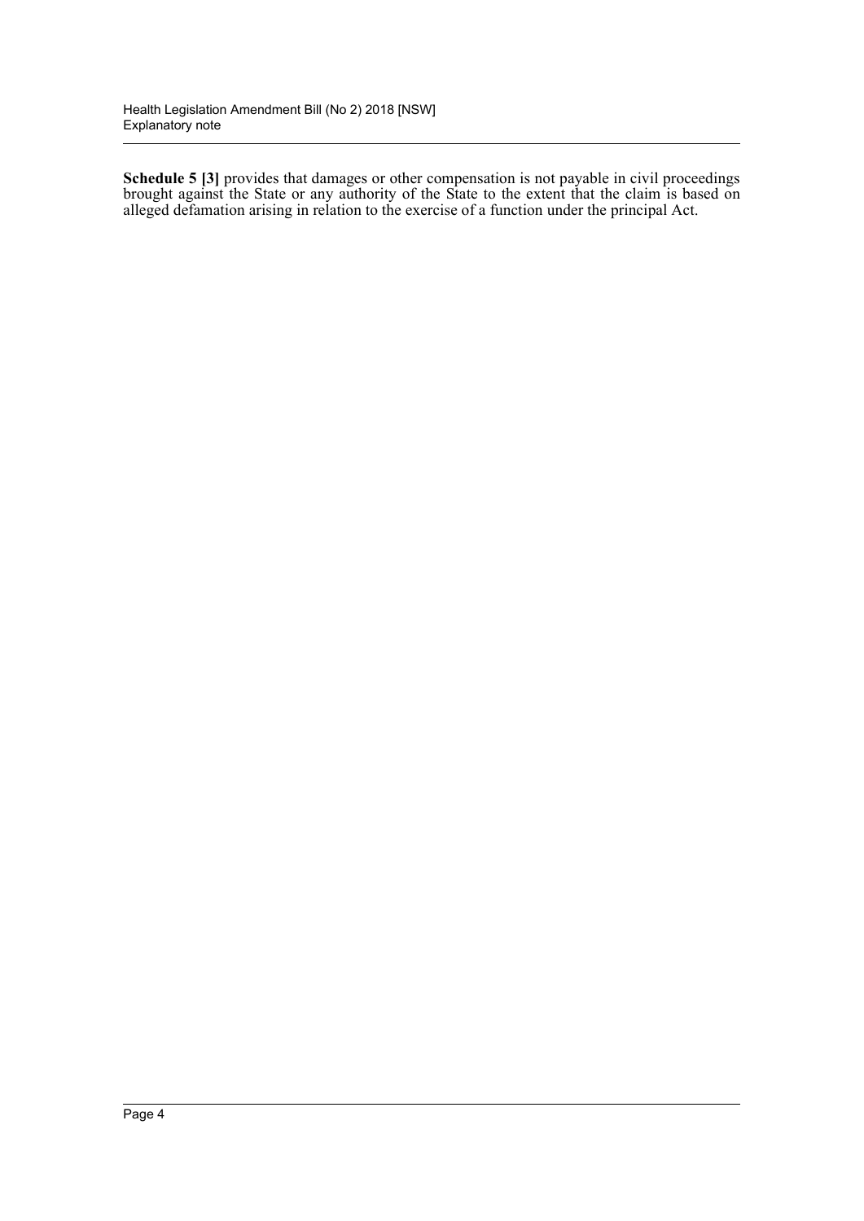**Schedule 5 [3]** provides that damages or other compensation is not payable in civil proceedings brought against the State or any authority of the State to the extent that the claim is based on alleged defamation arising in relation to the exercise of a function under the principal Act.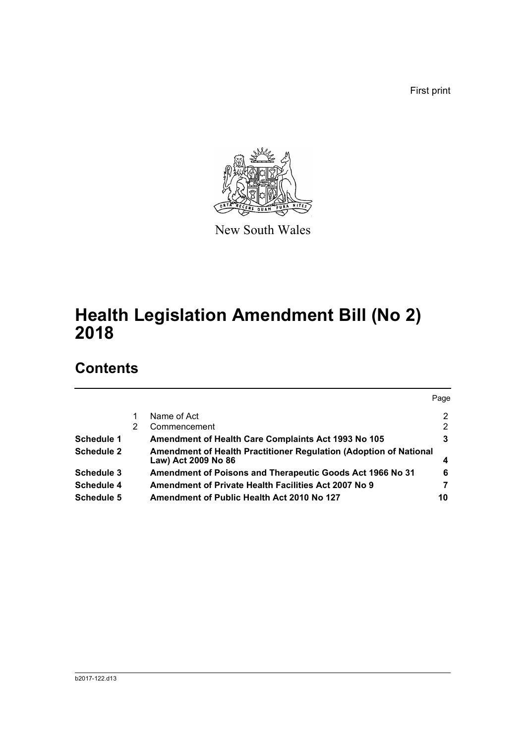First print

New South Wales

# Health Legislation Amendment Bill (No 2) 2018

## Contents

| | | | Page |
|---|---|---|---|
| | 1 | Name of Act | 2 |
| | 2 | Commencement | 2 |
| **Schedule 1** | | **Amendment of Health Care Complaints Act 1993 No 105** | **3** |
| **Schedule 2** | | **Amendment of Health Practitioner Regulation (Adoption of National Law) Act 2009 No 86** | **4** |
| **Schedule 3** | | **Amendment of Poisons and Therapeutic Goods Act 1966 No 31** | **6** |
| **Schedule 4** | | **Amendment of Private Health Facilities Act 2007 No 9** | **7** |
| **Schedule 5** | | **Amendment of Public Health Act 2010 No 127** | **10** |

b2017-122.d13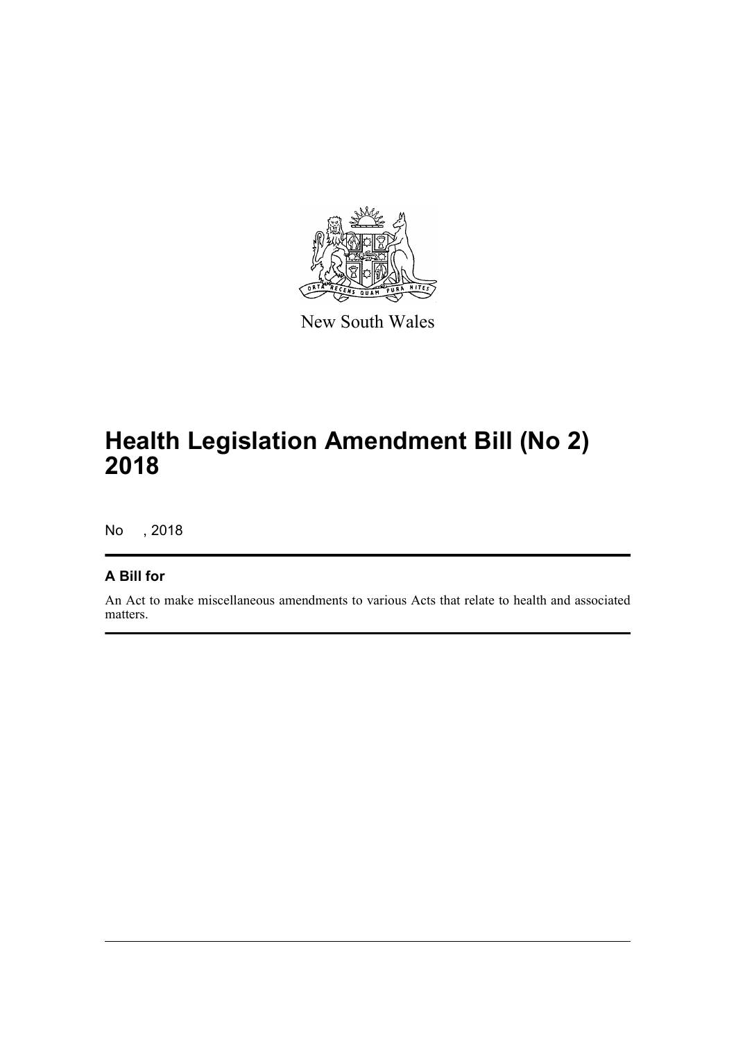New South Wales

# Health Legislation Amendment Bill (No 2) 2018

No , 2018

## A Bill for

An Act to make miscellaneous amendments to various Acts that relate to health and associated matters.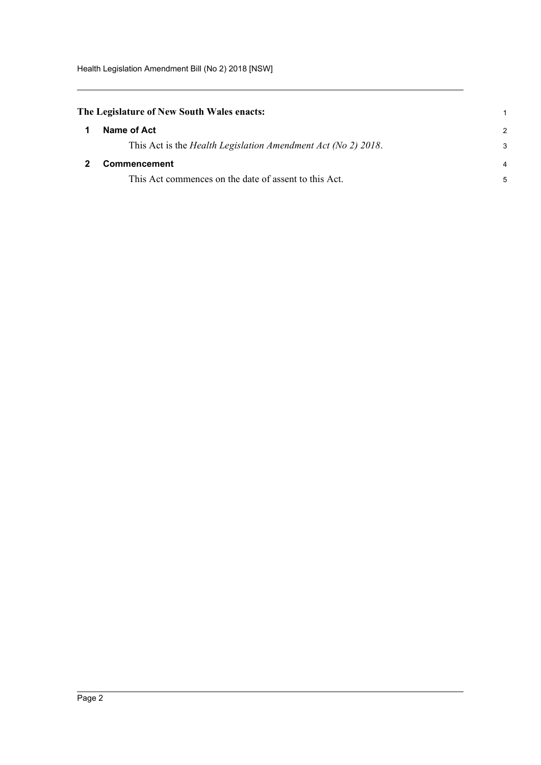**The Legislature of New South Wales enacts:**

## 1 Name of Act

This Act is the *Health Legislation Amendment Act (No 2) 2018*.

## 2 Commencement

This Act commences on the date of assent to this Act.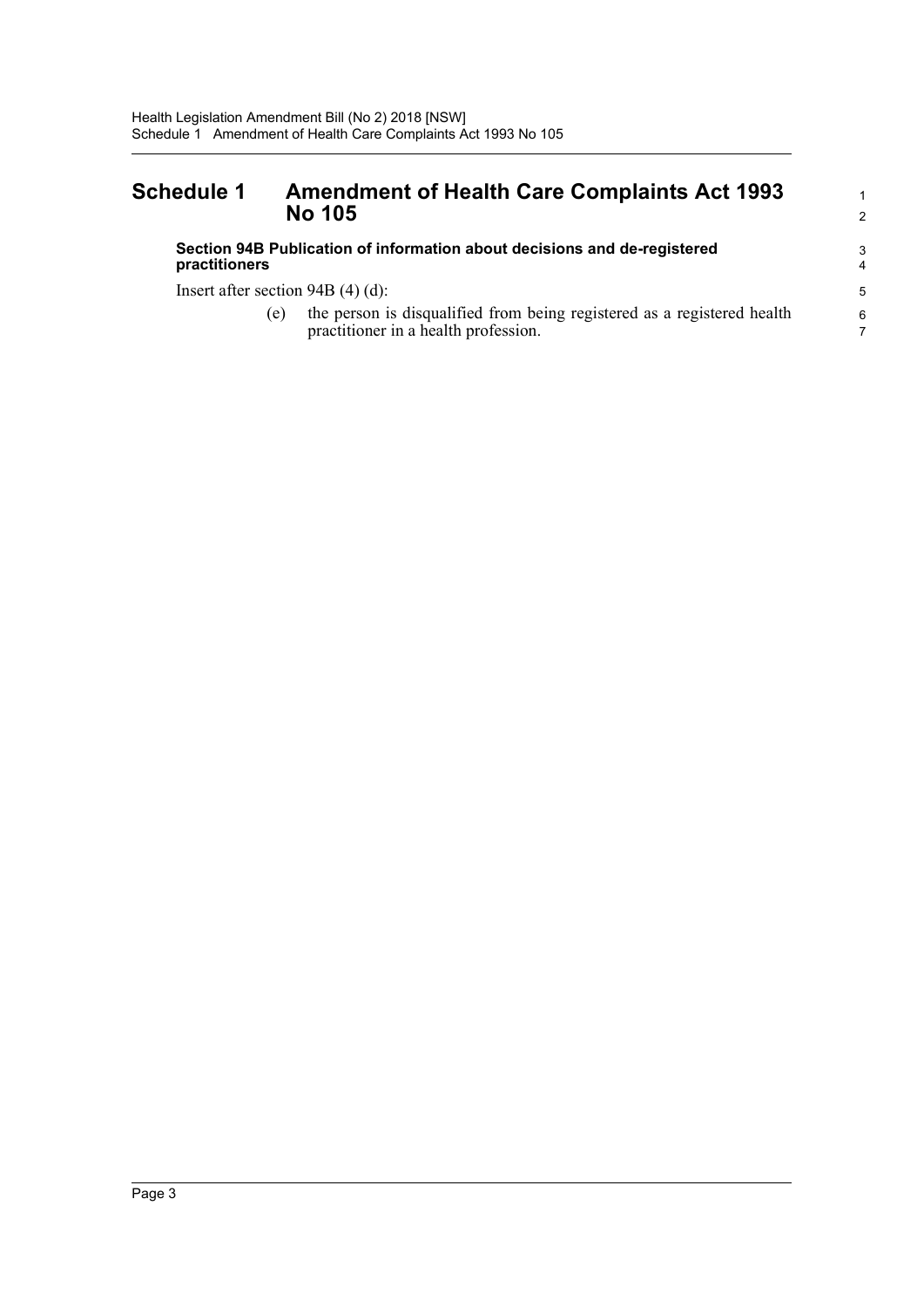## Schedule 1 Amendment of Health Care Complaints Act 1993 No 105

**Section 94B Publication of information about decisions and de-registered practitioners**

Insert after section 94B (4) (d):

(e) the person is disqualified from being registered as a registered health practitioner in a health profession.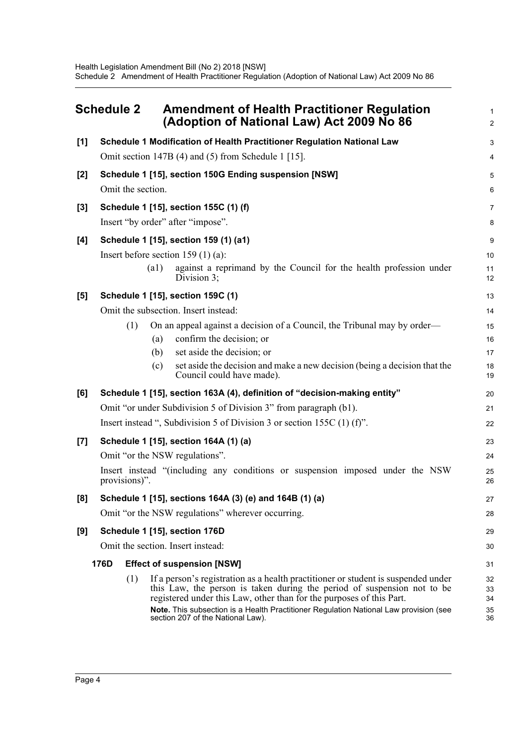# Schedule 2 Amendment of Health Practitioner Regulation (Adoption of National Law) Act 2009 No 86

**[1] Schedule 1 Modification of Health Practitioner Regulation National Law**

Omit section 147B (4) and (5) from Schedule 1 [15].

**[2] Schedule 1 [15], section 150G Ending suspension [NSW]**

Omit the section.

**[3] Schedule 1 [15], section 155C (1) (f)**

Insert "by order" after "impose".

**[4] Schedule 1 [15], section 159 (1) (a1)**

Insert before section 159 (1) (a):

> (a1) against a reprimand by the Council for the health profession under Division 3;

**[5] Schedule 1 [15], section 159C (1)**

Omit the subsection. Insert instead:

> (1) On an appeal against a decision of a Council, the Tribunal may by order—
>
> (a) confirm the decision; or
>
> (b) set aside the decision; or
>
> (c) set aside the decision and make a new decision (being a decision that the Council could have made).

**[6] Schedule 1 [15], section 163A (4), definition of "decision-making entity"**

Omit "or under Subdivision 5 of Division 3" from paragraph (b1).

Insert instead ", Subdivision 5 of Division 3 or section 155C (1) (f)".

**[7] Schedule 1 [15], section 164A (1) (a)**

Omit "or the NSW regulations".

Insert instead "(including any conditions or suspension imposed under the NSW provisions)".

**[8] Schedule 1 [15], sections 164A (3) (e) and 164B (1) (a)**

Omit "or the NSW regulations" wherever occurring.

**[9] Schedule 1 [15], section 176D**

Omit the section. Insert instead:

> **176D Effect of suspension [NSW]**
>
> (1) If a person's registration as a health practitioner or student is suspended under this Law, the person is taken during the period of suspension not to be registered under this Law, other than for the purposes of this Part.
>
> **Note.** This subsection is a Health Practitioner Regulation National Law provision (see section 207 of the National Law).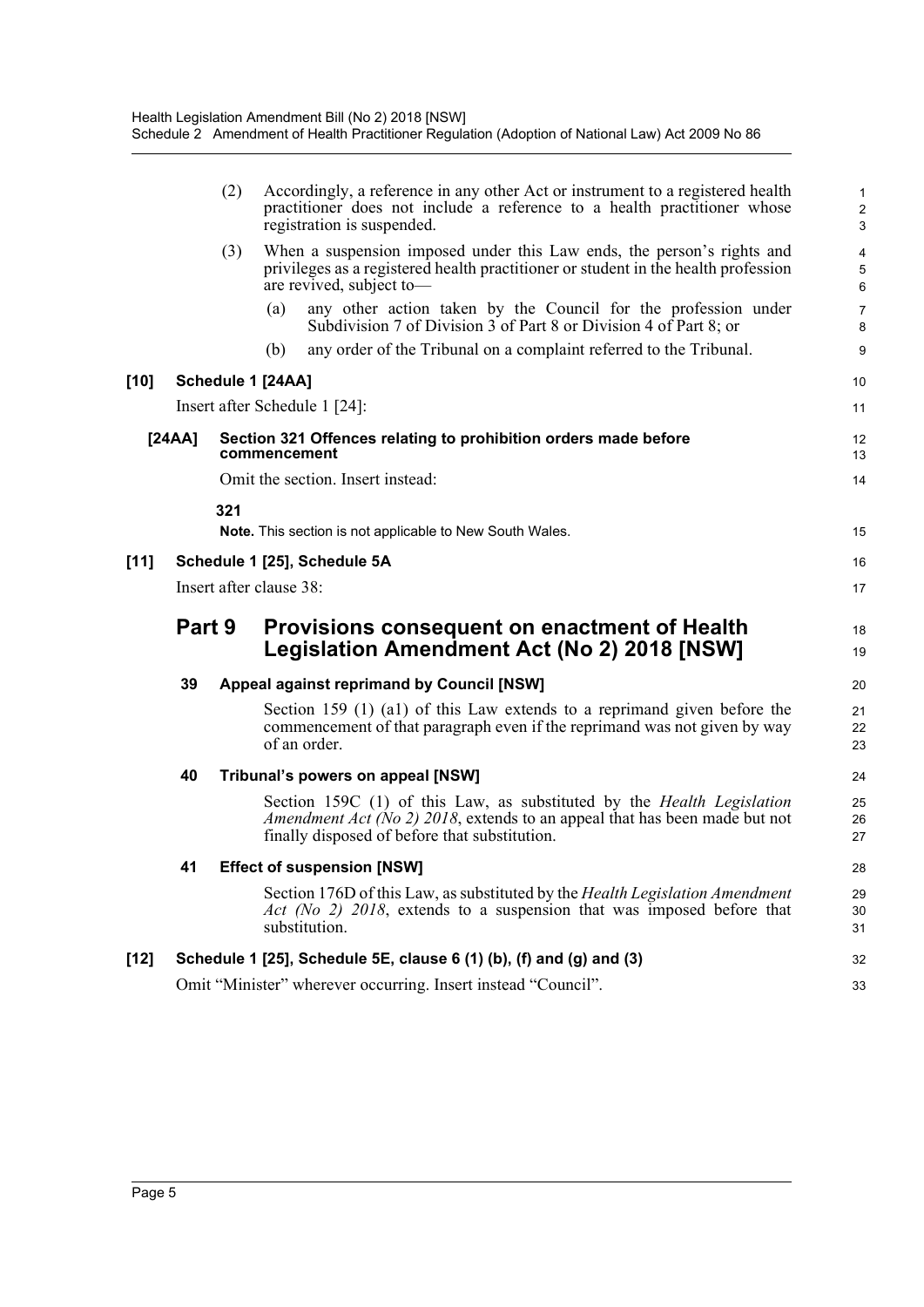(2) Accordingly, a reference in any other Act or instrument to a registered health practitioner does not include a reference to a health practitioner whose registration is suspended.

(3) When a suspension imposed under this Law ends, the person's rights and privileges as a registered health practitioner or student in the health profession are revived, subject to—

(a) any other action taken by the Council for the profession under Subdivision 7 of Division 3 of Part 8 or Division 4 of Part 8; or

(b) any order of the Tribunal on a complaint referred to the Tribunal.

**[10] Schedule 1 [24AA]**

Insert after Schedule 1 [24]:

**[24AA] Section 321 Offences relating to prohibition orders made before commencement**

Omit the section. Insert instead:

**321**

**Note.** This section is not applicable to New South Wales.

**[11] Schedule 1 [25], Schedule 5A**

Insert after clause 38:

## Part 9 Provisions consequent on enactment of Health Legislation Amendment Act (No 2) 2018 [NSW]

**39 Appeal against reprimand by Council [NSW]**

Section 159 (1) (a1) of this Law extends to a reprimand given before the commencement of that paragraph even if the reprimand was not given by way of an order.

**40 Tribunal's powers on appeal [NSW]**

Section 159C (1) of this Law, as substituted by the *Health Legislation Amendment Act (No 2) 2018*, extends to an appeal that has been made but not finally disposed of before that substitution.

**41 Effect of suspension [NSW]**

Section 176D of this Law, as substituted by the *Health Legislation Amendment Act (No 2) 2018*, extends to a suspension that was imposed before that substitution.

**[12] Schedule 1 [25], Schedule 5E, clause 6 (1) (b), (f) and (g) and (3)**

Omit "Minister" wherever occurring. Insert instead "Council".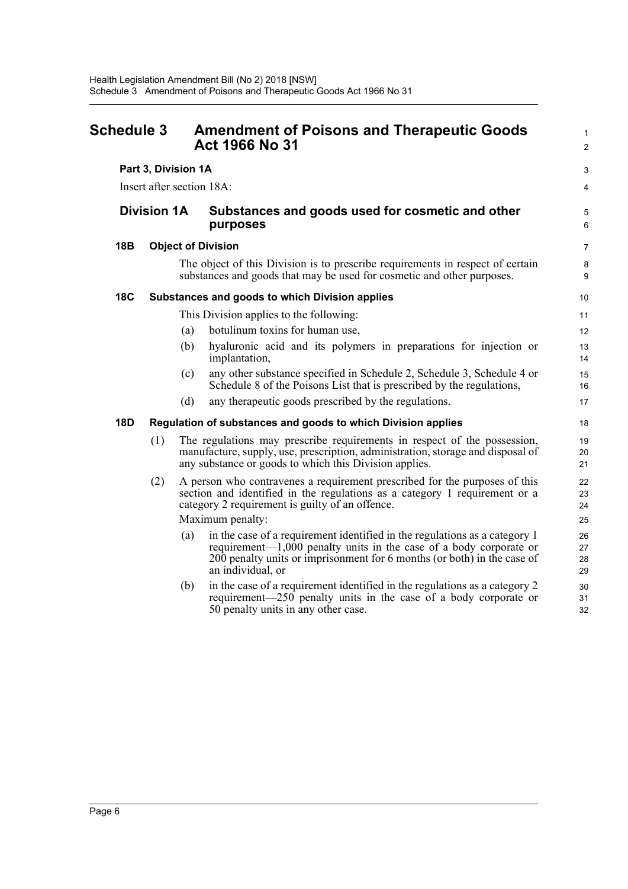# Schedule 3 Amendment of Poisons and Therapeutic Goods Act 1966 No 31

**Part 3, Division 1A**

Insert after section 18A:

## Division 1A Substances and goods used for cosmetic and other purposes

### 18B Object of Division

The object of this Division is to prescribe requirements in respect of certain substances and goods that may be used for cosmetic and other purposes.

### 18C Substances and goods to which Division applies

This Division applies to the following:

(a) botulinum toxins for human use,

(b) hyaluronic acid and its polymers in preparations for injection or implantation,

(c) any other substance specified in Schedule 2, Schedule 3, Schedule 4 or Schedule 8 of the Poisons List that is prescribed by the regulations,

(d) any therapeutic goods prescribed by the regulations.

### 18D Regulation of substances and goods to which Division applies

(1) The regulations may prescribe requirements in respect of the possession, manufacture, supply, use, prescription, administration, storage and disposal of any substance or goods to which this Division applies.

(2) A person who contravenes a requirement prescribed for the purposes of this section and identified in the regulations as a category 1 requirement or a category 2 requirement is guilty of an offence.

Maximum penalty:

(a) in the case of a requirement identified in the regulations as a category 1 requirement—1,000 penalty units in the case of a body corporate or 200 penalty units or imprisonment for 6 months (or both) in the case of an individual, or

(b) in the case of a requirement identified in the regulations as a category 2 requirement—250 penalty units in the case of a body corporate or 50 penalty units in any other case.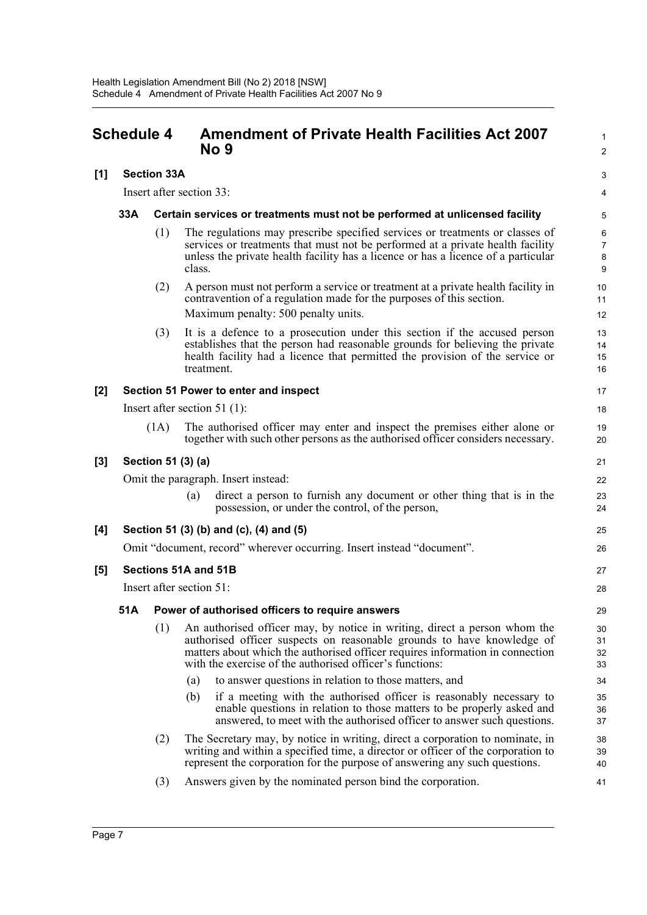# Schedule 4 Amendment of Private Health Facilities Act 2007 No 9

**[1] Section 33A**

Insert after section 33:

**33A Certain services or treatments must not be performed at unlicensed facility**

(1) The regulations may prescribe specified services or treatments or classes of services or treatments that must not be performed at a private health facility unless the private health facility has a licence or has a licence of a particular class.

(2) A person must not perform a service or treatment at a private health facility in contravention of a regulation made for the purposes of this section.

Maximum penalty: 500 penalty units.

(3) It is a defence to a prosecution under this section if the accused person establishes that the person had reasonable grounds for believing the private health facility had a licence that permitted the provision of the service or treatment.

**[2] Section 51 Power to enter and inspect**

Insert after section 51 (1):

(1A) The authorised officer may enter and inspect the premises either alone or together with such other persons as the authorised officer considers necessary.

**[3] Section 51 (3) (a)**

Omit the paragraph. Insert instead:

(a) direct a person to furnish any document or other thing that is in the possession, or under the control, of the person,

**[4] Section 51 (3) (b) and (c), (4) and (5)**

Omit "document, record" wherever occurring. Insert instead "document".

**[5] Sections 51A and 51B**

Insert after section 51:

**51A Power of authorised officers to require answers**

(1) An authorised officer may, by notice in writing, direct a person whom the authorised officer suspects on reasonable grounds to have knowledge of matters about which the authorised officer requires information in connection with the exercise of the authorised officer's functions:

(a) to answer questions in relation to those matters, and

(b) if a meeting with the authorised officer is reasonably necessary to enable questions in relation to those matters to be properly asked and answered, to meet with the authorised officer to answer such questions.

(2) The Secretary may, by notice in writing, direct a corporation to nominate, in writing and within a specified time, a director or officer of the corporation to represent the corporation for the purpose of answering any such questions.

(3) Answers given by the nominated person bind the corporation.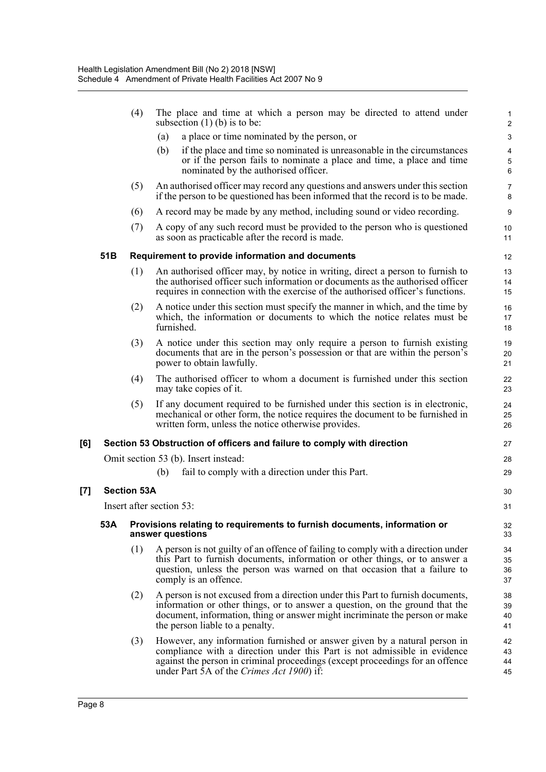(4) The place and time at which a person may be directed to attend under subsection (1) (b) is to be:

(a) a place or time nominated by the person, or

(b) if the place and time so nominated is unreasonable in the circumstances or if the person fails to nominate a place and time, a place and time nominated by the authorised officer.

(5) An authorised officer may record any questions and answers under this section if the person to be questioned has been informed that the record is to be made.

(6) A record may be made by any method, including sound or video recording.

(7) A copy of any such record must be provided to the person who is questioned as soon as practicable after the record is made.

**51B Requirement to provide information and documents**

(1) An authorised officer may, by notice in writing, direct a person to furnish to the authorised officer such information or documents as the authorised officer requires in connection with the exercise of the authorised officer's functions.

(2) A notice under this section must specify the manner in which, and the time by which, the information or documents to which the notice relates must be furnished.

(3) A notice under this section may only require a person to furnish existing documents that are in the person's possession or that are within the person's power to obtain lawfully.

(4) The authorised officer to whom a document is furnished under this section may take copies of it.

(5) If any document required to be furnished under this section is in electronic, mechanical or other form, the notice requires the document to be furnished in written form, unless the notice otherwise provides.

**[6] Section 53 Obstruction of officers and failure to comply with direction**

Omit section 53 (b). Insert instead:

(b) fail to comply with a direction under this Part.

**[7] Section 53A**

Insert after section 53:

**53A Provisions relating to requirements to furnish documents, information or answer questions**

(1) A person is not guilty of an offence of failing to comply with a direction under this Part to furnish documents, information or other things, or to answer a question, unless the person was warned on that occasion that a failure to comply is an offence.

(2) A person is not excused from a direction under this Part to furnish documents, information or other things, or to answer a question, on the ground that the document, information, thing or answer might incriminate the person or make the person liable to a penalty.

(3) However, any information furnished or answer given by a natural person in compliance with a direction under this Part is not admissible in evidence against the person in criminal proceedings (except proceedings for an offence under Part 5A of the *Crimes Act 1900*) if: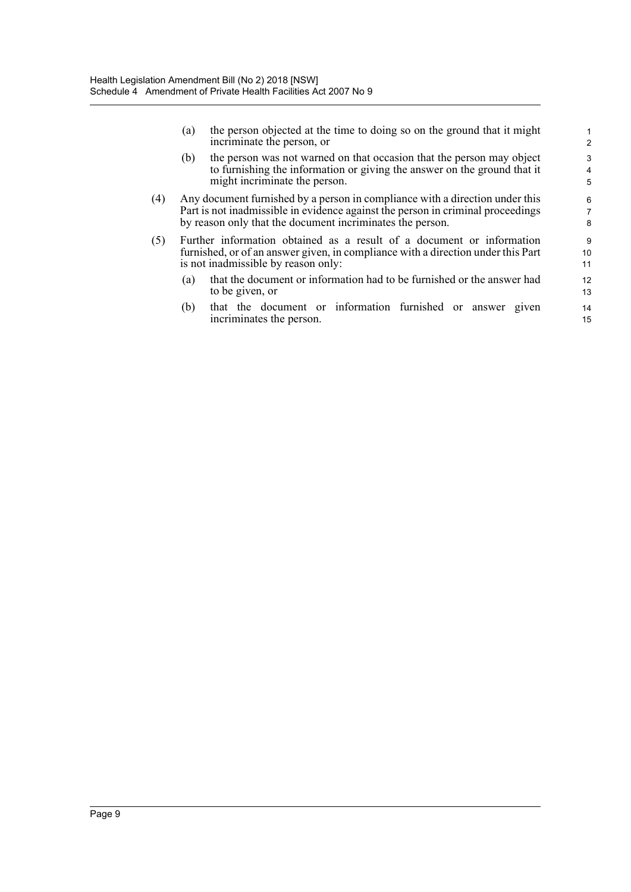(a) the person objected at the time to doing so on the ground that it might incriminate the person, or

(b) the person was not warned on that occasion that the person may object to furnishing the information or giving the answer on the ground that it might incriminate the person.

(4) Any document furnished by a person in compliance with a direction under this Part is not inadmissible in evidence against the person in criminal proceedings by reason only that the document incriminates the person.

(5) Further information obtained as a result of a document or information furnished, or of an answer given, in compliance with a direction under this Part is not inadmissible by reason only:

(a) that the document or information had to be furnished or the answer had to be given, or

(b) that the document or information furnished or answer given incriminates the person.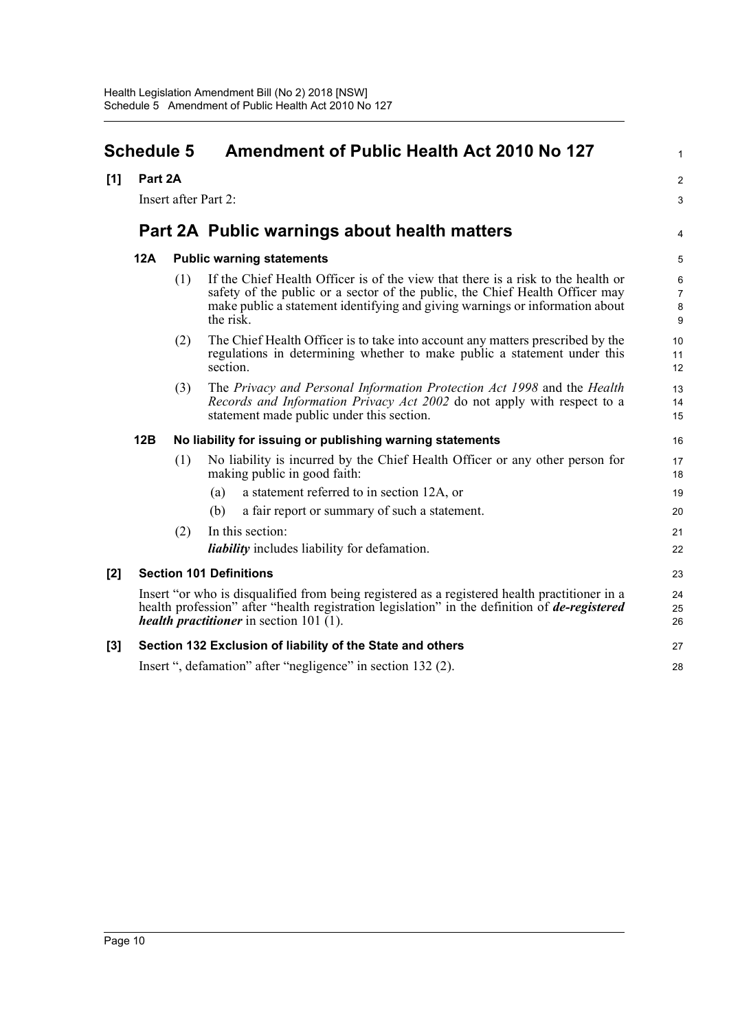# Schedule 5 Amendment of Public Health Act 2010 No 127

**[1] Part 2A**

Insert after Part 2:

## Part 2A Public warnings about health matters

### 12A Public warning statements

(1) If the Chief Health Officer is of the view that there is a risk to the health or safety of the public or a sector of the public, the Chief Health Officer may make public a statement identifying and giving warnings or information about the risk.

(2) The Chief Health Officer is to take into account any matters prescribed by the regulations in determining whether to make public a statement under this section.

(3) The *Privacy and Personal Information Protection Act 1998* and the *Health Records and Information Privacy Act 2002* do not apply with respect to a statement made public under this section.

### 12B No liability for issuing or publishing warning statements

(1) No liability is incurred by the Chief Health Officer or any other person for making public in good faith:

(a) a statement referred to in section 12A, or

(b) a fair report or summary of such a statement.

(2) In this section:

***liability*** includes liability for defamation.

**[2] Section 101 Definitions**

Insert "or who is disqualified from being registered as a registered health practitioner in a health profession" after "health registration legislation" in the definition of ***de-registered health practitioner*** in section 101 (1).

**[3] Section 132 Exclusion of liability of the State and others**

Insert ", defamation" after "negligence" in section 132 (2).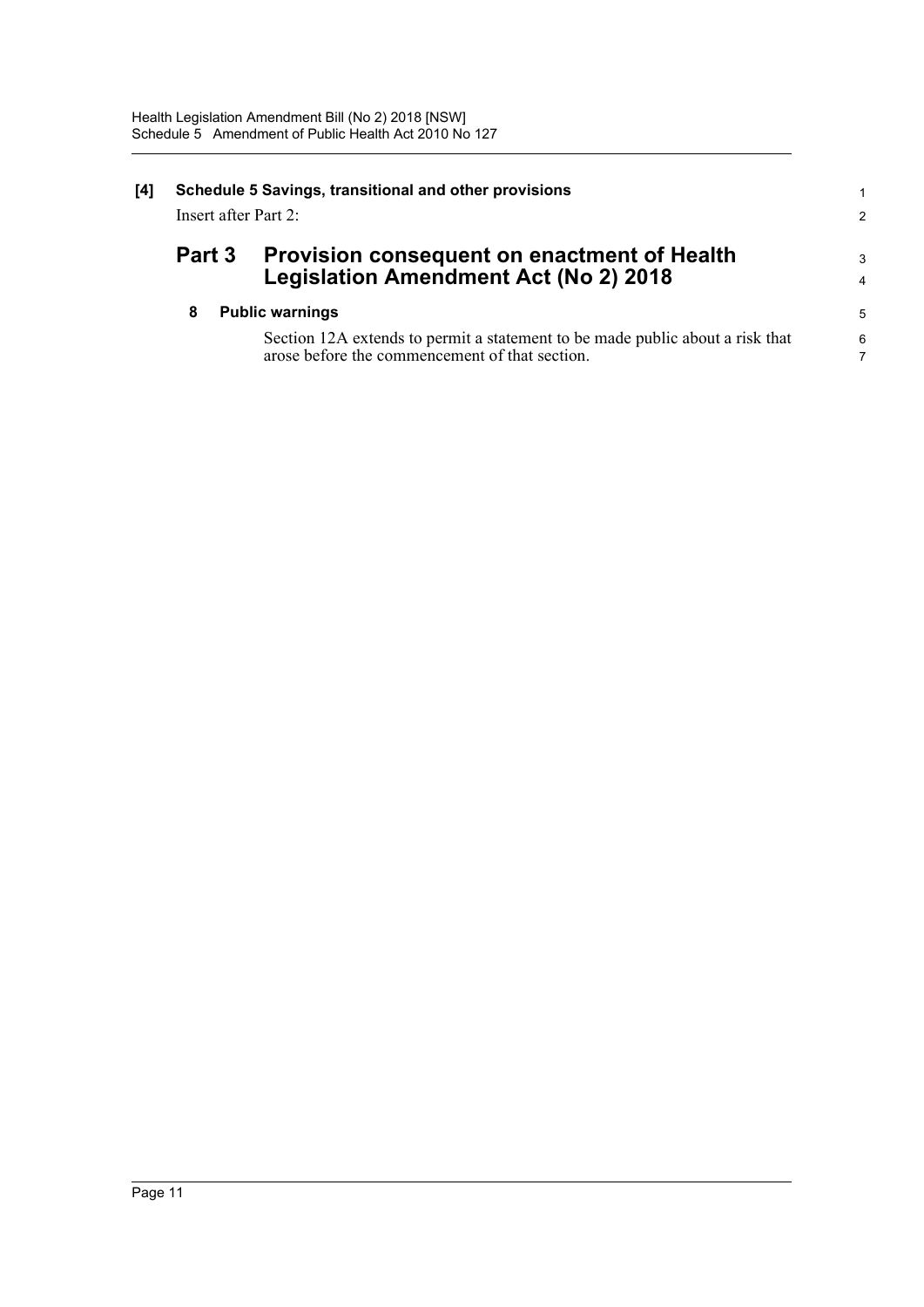**[4] Schedule 5 Savings, transitional and other provisions**

Insert after Part 2:

## Part 3 Provision consequent on enactment of Health Legislation Amendment Act (No 2) 2018

### 8 Public warnings

Section 12A extends to permit a statement to be made public about a risk that arose before the commencement of that section.